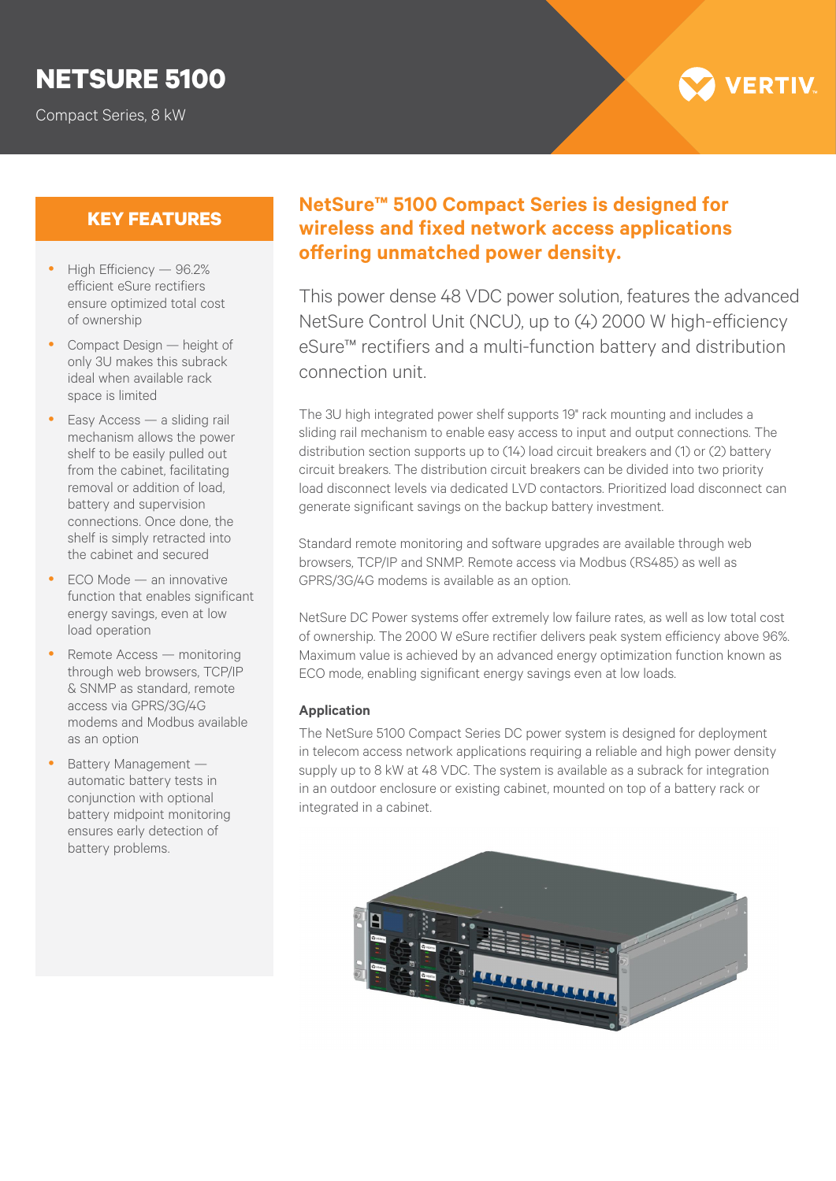# NETSURE 5100

Compact Series, 8 kW

## KEY FEATURES

- High Efficiency — 96.2% efficient eSure rectifiers ensure optimized total cost of ownership
- Compact Design — height of only 3U makes this subrack ideal when available rack space is limited
- Easy Access — a sliding rail mechanism allows the power shelf to be easily pulled out from the cabinet, facilitating removal or addition of load, battery and supervision connections. Once done, the shelf is simply retracted into the cabinet and secured
- ECO Mode — an innovative function that enables significant energy savings, even at low load operation
- Remote Access — monitoring through web browsers, TCP/IP & SNMP as standard, remote access via GPRS/3G/4G modems and Modbus available as an option
- Battery Management — automatic battery tests in conjunction with optional battery midpoint monitoring ensures early detection of battery problems.

## NetSure™ 5100 Compact Series is designed for wireless and fixed network access applications offering unmatched power density.

This power dense 48 VDC power solution, features the advanced NetSure Control Unit (NCU), up to (4) 2000 W high-efficiency eSure™ rectifiers and a multi-function battery and distribution connection unit.

The 3U high integrated power shelf supports 19" rack mounting and includes a sliding rail mechanism to enable easy access to input and output connections. The distribution section supports up to (14) load circuit breakers and (1) or (2) battery circuit breakers. The distribution circuit breakers can be divided into two priority load disconnect levels via dedicated LVD contactors. Prioritized load disconnect can generate significant savings on the backup battery investment.

Standard remote monitoring and software upgrades are available through web browsers, TCP/IP and SNMP. Remote access via Modbus (RS485) as well as GPRS/3G/4G modems is available as an option.

NetSure DC Power systems offer extremely low failure rates, as well as low total cost of ownership. The 2000 W eSure rectifier delivers peak system efficiency above 96%. Maximum value is achieved by an advanced energy optimization function known as ECO mode, enabling significant energy savings even at low loads.

### Application

The NetSure 5100 Compact Series DC power system is designed for deployment in telecom access network applications requiring a reliable and high power density supply up to 8 kW at 48 VDC. The system is available as a subrack for integration in an outdoor enclosure or existing cabinet, mounted on top of a battery rack or integrated in a cabinet.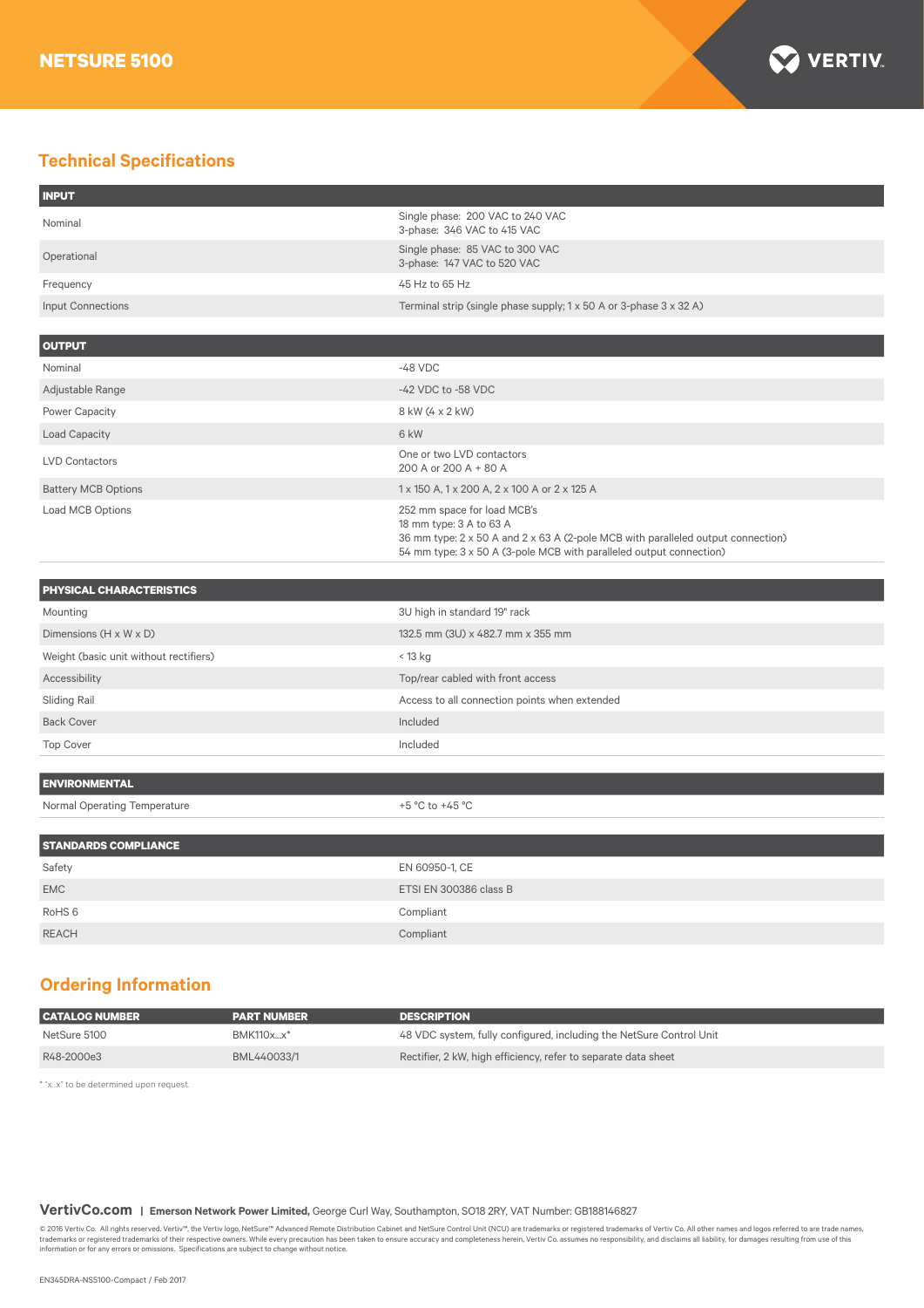## Technical Specifications

| INPUT | |
|---|---|
| Nominal | Single phase: 200 VAC to 240 VAC<br>3-phase: 346 VAC to 415 VAC |
| Operational | Single phase: 85 VAC to 300 VAC<br>3-phase: 147 VAC to 520 VAC |
| Frequency | 45 Hz to 65 Hz |
| Input Connections | Terminal strip (single phase supply; 1 x 50 A or 3-phase 3 x 32 A) |

| OUTPUT | |
|---|---|
| Nominal | -48 VDC |
| Adjustable Range | -42 VDC to -58 VDC |
| Power Capacity | 8 kW (4 x 2 kW) |
| Load Capacity | 6 kW |
| LVD Contactors | One or two LVD contactors<br>200 A or 200 A + 80 A |
| Battery MCB Options | 1 x 150 A, 1 x 200 A, 2 x 100 A or 2 x 125 A |
| Load MCB Options | 252 mm space for load MCB's<br>18 mm type: 3 A to 63 A<br>36 mm type: 2 x 50 A and 2 x 63 A (2-pole MCB with paralleled output connection)<br>54 mm type: 3 x 50 A (3-pole MCB with paralleled output connection) |

| PHYSICAL CHARACTERISTICS | |
|---|---|
| Mounting | 3U high in standard 19" rack |
| Dimensions (H x W x D) | 132.5 mm (3U) x 482.7 mm x 355 mm |
| Weight (basic unit without rectifiers) | < 13 kg |
| Accessibility | Top/rear cabled with front access |
| Sliding Rail | Access to all connection points when extended |
| Back Cover | Included |
| Top Cover | Included |

| ENVIRONMENTAL | |
|---|---|
| Normal Operating Temperature | +5 °C to +45 °C |

| STANDARDS COMPLIANCE | |
|---|---|
| Safety | EN 60950-1, CE |
| EMC | ETSI EN 300386 class B |
| RoHS 6 | Compliant |
| REACH | Compliant |

## Ordering Information

| CATALOG NUMBER | PART NUMBER | DESCRIPTION |
|---|---|---|
| NetSure 5100 | BMK110x...x* | 48 VDC system, fully configured, including the NetSure Control Unit |
| R48-2000e3 | BML440033/1 | Rectifier, 2 kW, high efficiency, refer to separate data sheet |

* "x..x" to be determined upon request.

**VertivCo.com** | **Emerson Network Power Limited,** George Curl Way, Southampton, SO18 2RY, VAT Number: GB188146827

© 2016 Vertiv Co. All rights reserved. Vertiv™, the Vertiv logo, NetSure™ Advanced Remote Distribution Cabinet and NetSure Control Unit (NCU) are trademarks or registered trademarks of Vertiv Co. All other names and logos referred to are trade names, trademarks or registered trademarks of their respective owners. While every precaution has been taken to ensure accuracy and completeness herein, Vertiv Co. assumes no responsibility, and disclaims all liability, for damages resulting from use of this information or for any errors or omissions. Specifications are subject to change without notice.

EN345DRA-NS5100-Compact / Feb 2017